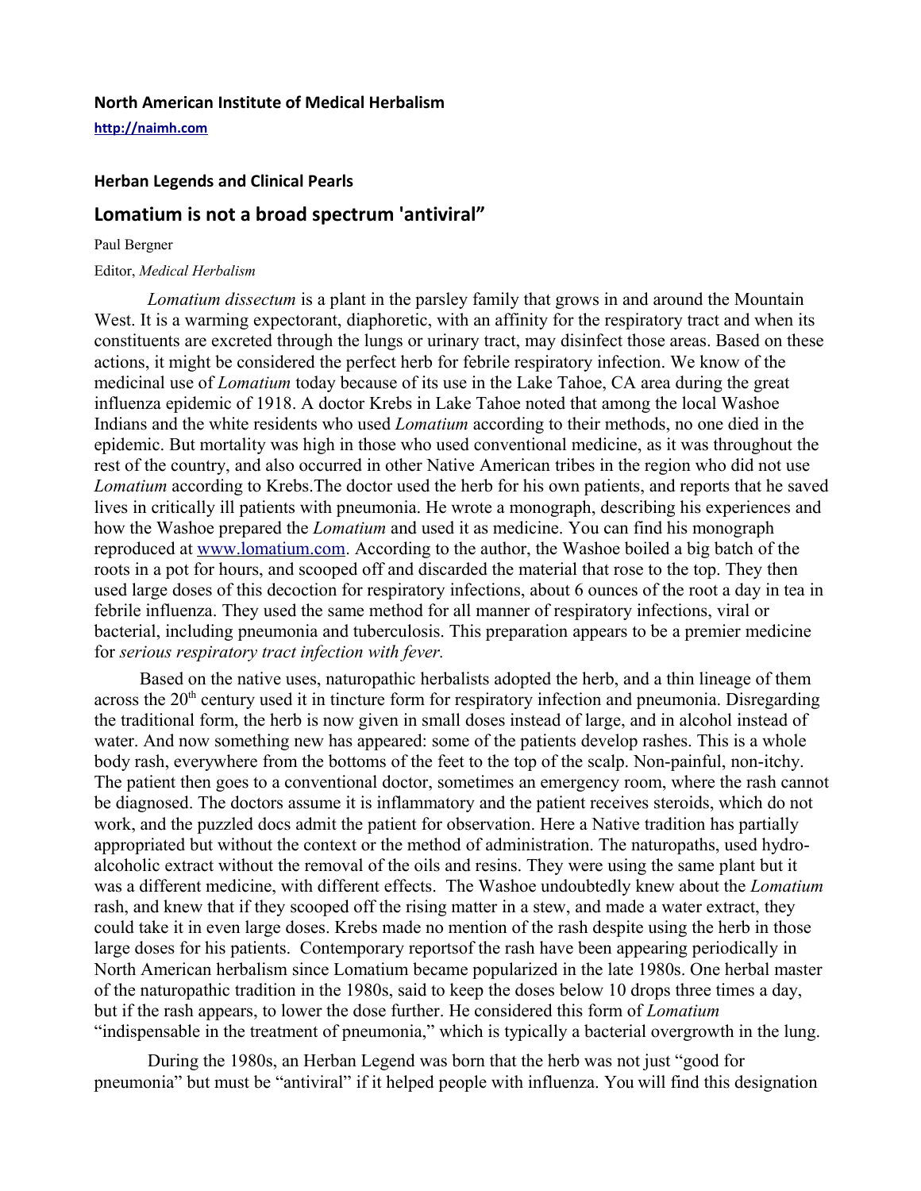**North American Institute of Medical Herbalism**

**http://naimh.com**

**Herban Legends and Clinical Pearls**

## Lomatium is not a broad spectrum 'antiviral"

Paul Bergner

Editor, *Medical Herbalism*

*Lomatium dissectum* is a plant in the parsley family that grows in and around the Mountain West. It is a warming expectorant, diaphoretic, with an affinity for the respiratory tract and when its constituents are excreted through the lungs or urinary tract, may disinfect those areas. Based on these actions, it might be considered the perfect herb for febrile respiratory infection. We know of the medicinal use of *Lomatium* today because of its use in the Lake Tahoe, CA area during the great influenza epidemic of 1918. A doctor Krebs in Lake Tahoe noted that among the local Washoe Indians and the white residents who used *Lomatium* according to their methods, no one died in the epidemic. But mortality was high in those who used conventional medicine, as it was throughout the rest of the country, and also occurred in other Native American tribes in the region who did not use *Lomatium* according to Krebs.The doctor used the herb for his own patients, and reports that he saved lives in critically ill patients with pneumonia. He wrote a monograph, describing his experiences and how the Washoe prepared the *Lomatium* and used it as medicine. You can find his monograph reproduced at www.lomatium.com. According to the author, the Washoe boiled a big batch of the roots in a pot for hours, and scooped off and discarded the material that rose to the top. They then used large doses of this decoction for respiratory infections, about 6 ounces of the root a day in tea in febrile influenza. They used the same method for all manner of respiratory infections, viral or bacterial, including pneumonia and tuberculosis. This preparation appears to be a premier medicine for *serious respiratory tract infection with fever.*

Based on the native uses, naturopathic herbalists adopted the herb, and a thin lineage of them across the 20th century used it in tincture form for respiratory infection and pneumonia. Disregarding the traditional form, the herb is now given in small doses instead of large, and in alcohol instead of water. And now something new has appeared: some of the patients develop rashes. This is a whole body rash, everywhere from the bottoms of the feet to the top of the scalp. Non-painful, non-itchy. The patient then goes to a conventional doctor, sometimes an emergency room, where the rash cannot be diagnosed. The doctors assume it is inflammatory and the patient receives steroids, which do not work, and the puzzled docs admit the patient for observation. Here a Native tradition has partially appropriated but without the context or the method of administration. The naturopaths, used hydro-alcoholic extract without the removal of the oils and resins. They were using the same plant but it was a different medicine, with different effects. The Washoe undoubtedly knew about the *Lomatium* rash, and knew that if they scooped off the rising matter in a stew, and made a water extract, they could take it in even large doses. Krebs made no mention of the rash despite using the herb in those large doses for his patients. Contemporary reportsof the rash have been appearing periodically in North American herbalism since Lomatium became popularized in the late 1980s. One herbal master of the naturopathic tradition in the 1980s, said to keep the doses below 10 drops three times a day, but if the rash appears, to lower the dose further. He considered this form of *Lomatium* "indispensable in the treatment of pneumonia," which is typically a bacterial overgrowth in the lung.

During the 1980s, an Herban Legend was born that the herb was not just "good for pneumonia" but must be "antiviral" if it helped people with influenza. You will find this designation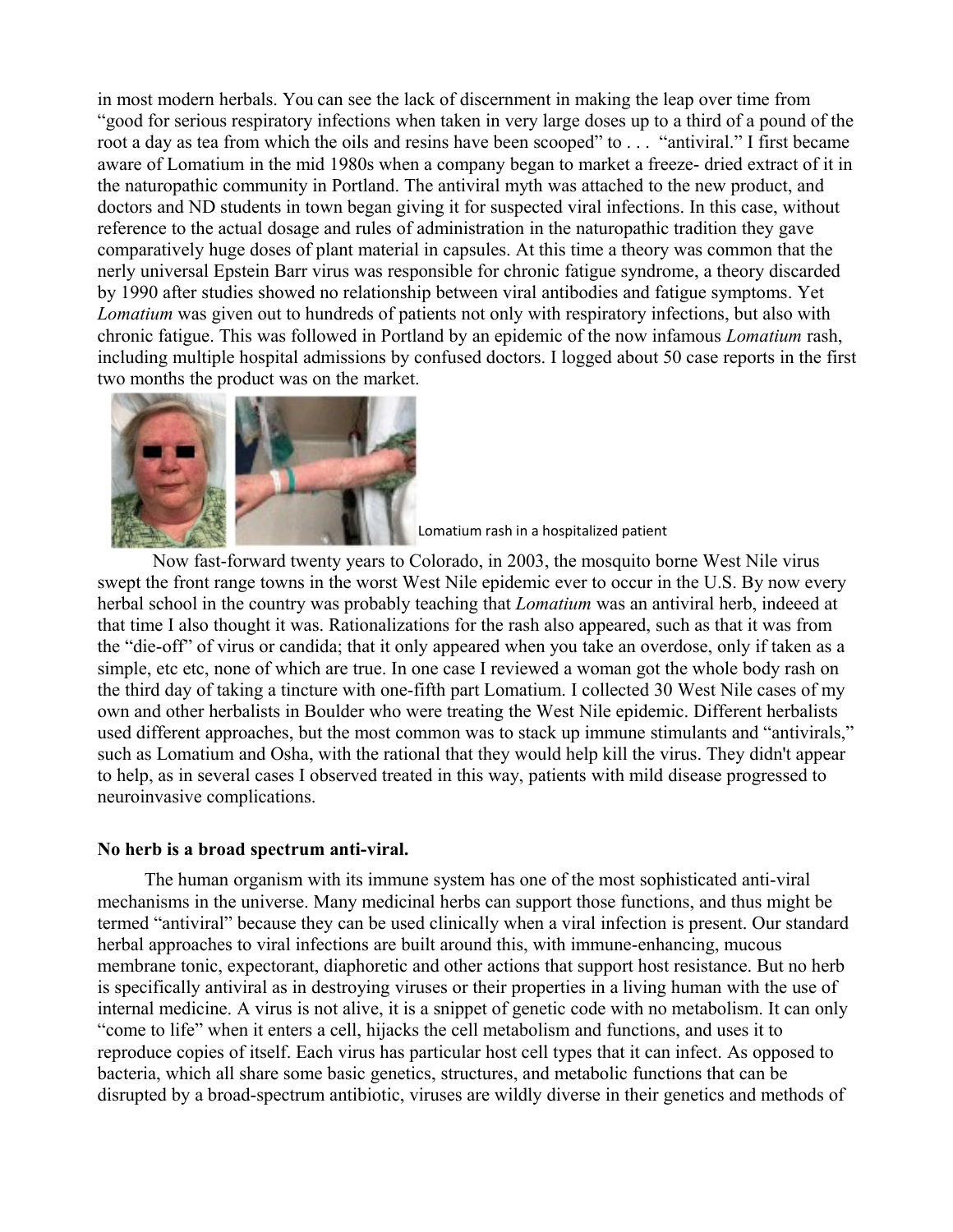in most modern herbals. You can see the lack of discernment in making the leap over time from "good for serious respiratory infections when taken in very large doses up to a third of a pound of the root a day as tea from which the oils and resins have been scooped" to . . . "antiviral." I first became aware of Lomatium in the mid 1980s when a company began to market a freeze- dried extract of it in the naturopathic community in Portland. The antiviral myth was attached to the new product, and doctors and ND students in town began giving it for suspected viral infections. In this case, without reference to the actual dosage and rules of administration in the naturopathic tradition they gave comparatively huge doses of plant material in capsules. At this time a theory was common that the nerly universal Epstein Barr virus was responsible for chronic fatigue syndrome, a theory discarded by 1990 after studies showed no relationship between viral antibodies and fatigue symptoms. Yet *Lomatium* was given out to hundreds of patients not only with respiratory infections, but also with chronic fatigue. This was followed in Portland by an epidemic of the now infamous *Lomatium* rash, including multiple hospital admissions by confused doctors. I logged about 50 case reports in the first two months the product was on the market.

Lomatium rash in a hospitalized patient

Now fast-forward twenty years to Colorado, in 2003, the mosquito borne West Nile virus swept the front range towns in the worst West Nile epidemic ever to occur in the U.S. By now every herbal school in the country was probably teaching that *Lomatium* was an antiviral herb, indeeed at that time I also thought it was. Rationalizations for the rash also appeared, such as that it was from the "die-off" of virus or candida; that it only appeared when you take an overdose, only if taken as a simple, etc etc, none of which are true. In one case I reviewed a woman got the whole body rash on the third day of taking a tincture with one-fifth part Lomatium. I collected 30 West Nile cases of my own and other herbalists in Boulder who were treating the West Nile epidemic. Different herbalists used different approaches, but the most common was to stack up immune stimulants and "antivirals," such as Lomatium and Osha, with the rational that they would help kill the virus. They didn't appear to help, as in several cases I observed treated in this way, patients with mild disease progressed to neuroinvasive complications.

**No herb is a broad spectrum anti-viral.**

The human organism with its immune system has one of the most sophisticated anti-viral mechanisms in the universe. Many medicinal herbs can support those functions, and thus might be termed "antiviral" because they can be used clinically when a viral infection is present. Our standard herbal approaches to viral infections are built around this, with immune-enhancing, mucous membrane tonic, expectorant, diaphoretic and other actions that support host resistance. But no herb is specifically antiviral as in destroying viruses or their properties in a living human with the use of internal medicine. A virus is not alive, it is a snippet of genetic code with no metabolism. It can only "come to life" when it enters a cell, hijacks the cell metabolism and functions, and uses it to reproduce copies of itself. Each virus has particular host cell types that it can infect. As opposed to bacteria, which all share some basic genetics, structures, and metabolic functions that can be disrupted by a broad-spectrum antibiotic, viruses are wildly diverse in their genetics and methods of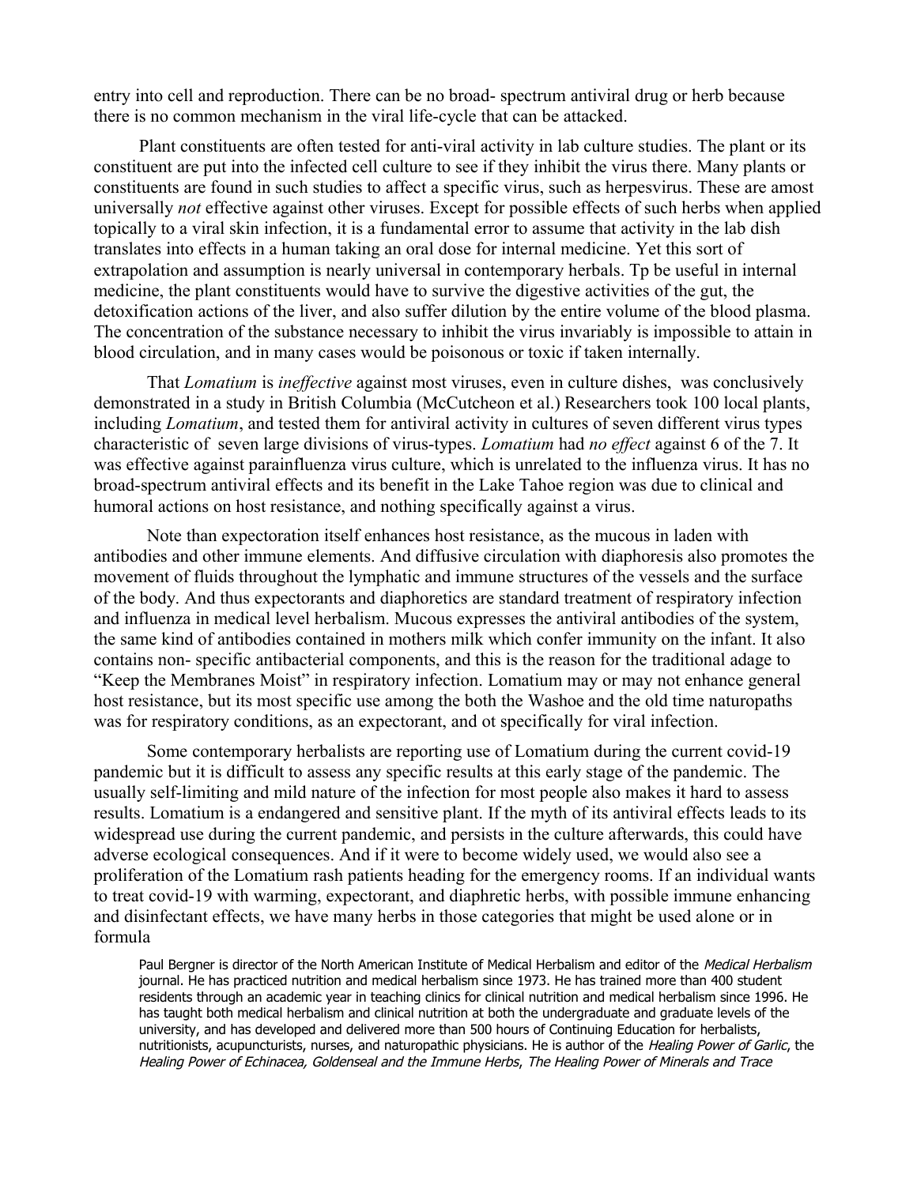entry into cell and reproduction. There can be no broad- spectrum antiviral drug or herb because there is no common mechanism in the viral life-cycle that can be attacked.

Plant constituents are often tested for anti-viral activity in lab culture studies. The plant or its constituent are put into the infected cell culture to see if they inhibit the virus there. Many plants or constituents are found in such studies to affect a specific virus, such as herpesvirus. These are amost universally *not* effective against other viruses. Except for possible effects of such herbs when applied topically to a viral skin infection, it is a fundamental error to assume that activity in the lab dish translates into effects in a human taking an oral dose for internal medicine. Yet this sort of extrapolation and assumption is nearly universal in contemporary herbals. Tp be useful in internal medicine, the plant constituents would have to survive the digestive activities of the gut, the detoxification actions of the liver, and also suffer dilution by the entire volume of the blood plasma. The concentration of the substance necessary to inhibit the virus invariably is impossible to attain in blood circulation, and in many cases would be poisonous or toxic if taken internally.

That *Lomatium* is *ineffective* against most viruses, even in culture dishes, was conclusively demonstrated in a study in British Columbia (McCutcheon et al.) Researchers took 100 local plants, including *Lomatium*, and tested them for antiviral activity in cultures of seven different virus types characteristic of seven large divisions of virus-types. *Lomatium* had *no effect* against 6 of the 7. It was effective against parainfluenza virus culture, which is unrelated to the influenza virus. It has no broad-spectrum antiviral effects and its benefit in the Lake Tahoe region was due to clinical and humoral actions on host resistance, and nothing specifically against a virus.

Note than expectoration itself enhances host resistance, as the mucous in laden with antibodies and other immune elements. And diffusive circulation with diaphoresis also promotes the movement of fluids throughout the lymphatic and immune structures of the vessels and the surface of the body. And thus expectorants and diaphoretics are standard treatment of respiratory infection and influenza in medical level herbalism. Mucous expresses the antiviral antibodies of the system, the same kind of antibodies contained in mothers milk which confer immunity on the infant. It also contains non- specific antibacterial components, and this is the reason for the traditional adage to "Keep the Membranes Moist" in respiratory infection. Lomatium may or may not enhance general host resistance, but its most specific use among the both the Washoe and the old time naturopaths was for respiratory conditions, as an expectorant, and ot specifically for viral infection.

Some contemporary herbalists are reporting use of Lomatium during the current covid-19 pandemic but it is difficult to assess any specific results at this early stage of the pandemic. The usually self-limiting and mild nature of the infection for most people also makes it hard to assess results. Lomatium is a endangered and sensitive plant. If the myth of its antiviral effects leads to its widespread use during the current pandemic, and persists in the culture afterwards, this could have adverse ecological consequences. And if it were to become widely used, we would also see a proliferation of the Lomatium rash patients heading for the emergency rooms. If an individual wants to treat covid-19 with warming, expectorant, and diaphretic herbs, with possible immune enhancing and disinfectant effects, we have many herbs in those categories that might be used alone or in formula

Paul Bergner is director of the North American Institute of Medical Herbalism and editor of the *Medical Herbalism* journal. He has practiced nutrition and medical herbalism since 1973. He has trained more than 400 student residents through an academic year in teaching clinics for clinical nutrition and medical herbalism since 1996. He has taught both medical herbalism and clinical nutrition at both the undergraduate and graduate levels of the university, and has developed and delivered more than 500 hours of Continuing Education for herbalists, nutritionists, acupuncturists, nurses, and naturopathic physicians. He is author of the *Healing Power of Garlic*, the *Healing Power of Echinacea, Goldenseal and the Immune Herbs*, *The Healing Power of Minerals and Trace*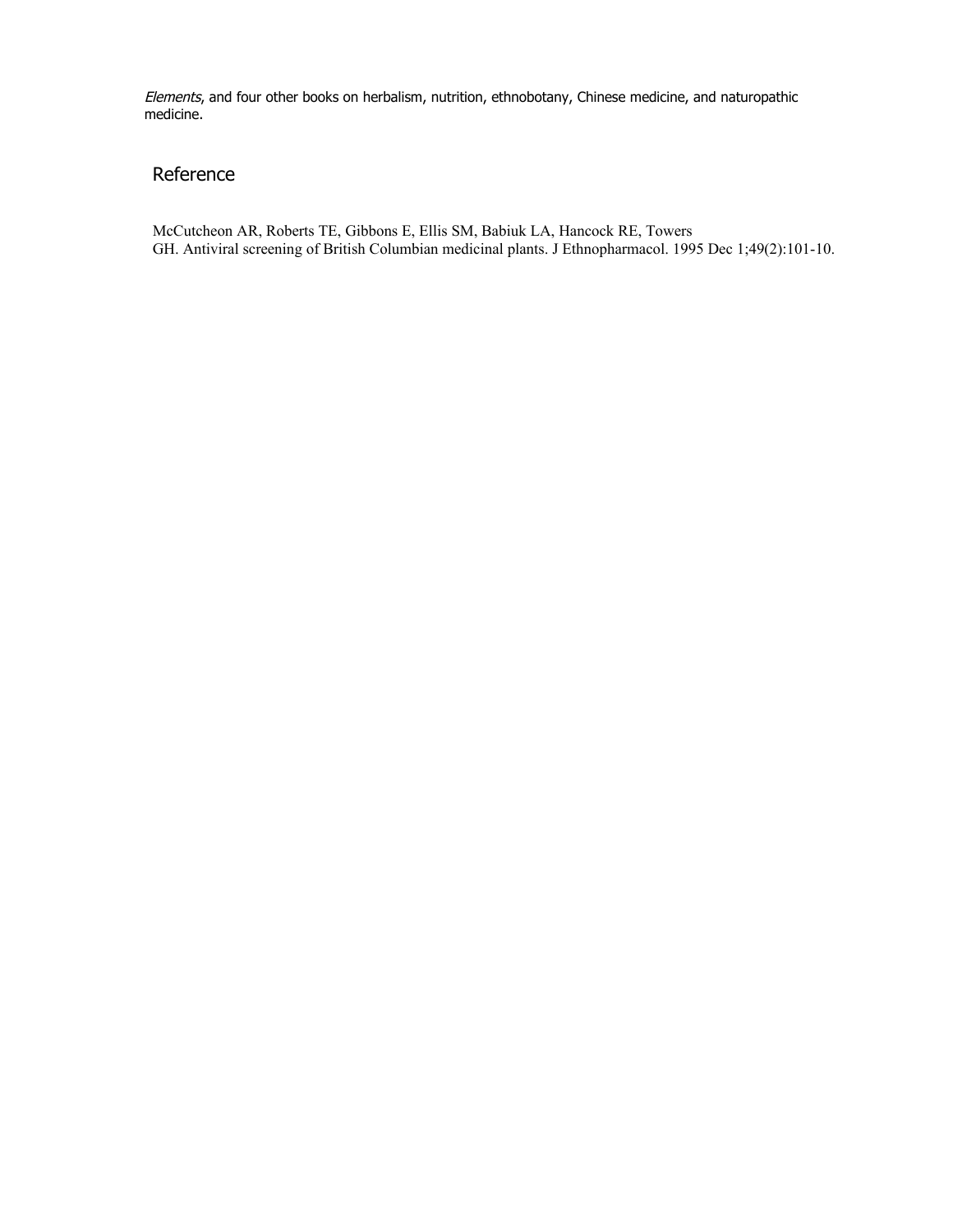*Elements*, and four other books on herbalism, nutrition, ethnobotany, Chinese medicine, and naturopathic medicine.

## Reference

McCutcheon AR, Roberts TE, Gibbons E, Ellis SM, Babiuk LA, Hancock RE, Towers GH. Antiviral screening of British Columbian medicinal plants. J Ethnopharmacol. 1995 Dec 1;49(2):101-10.